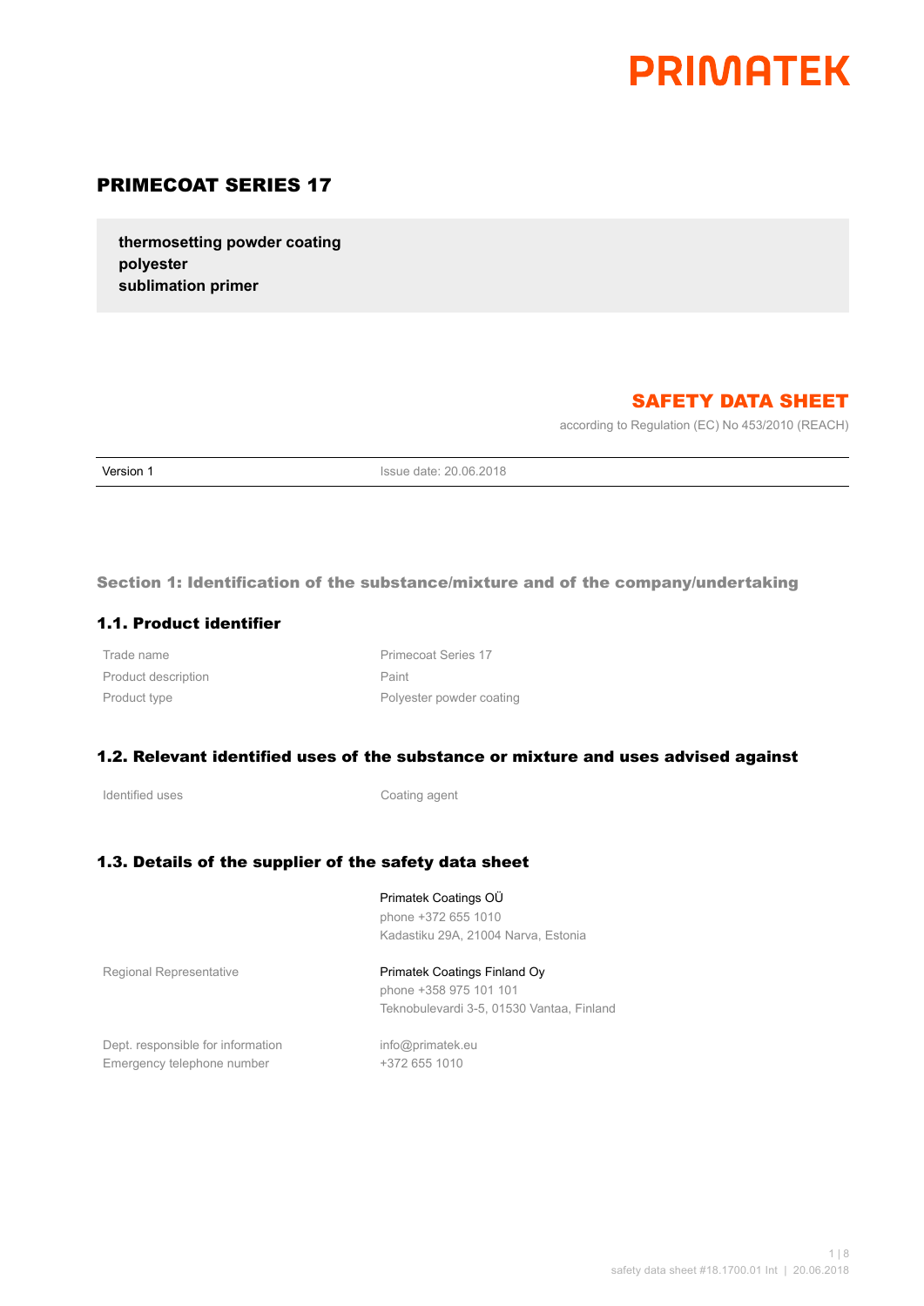PRIMATEK

# PRIMECOAT SERIES 17

**thermosetting powder coating**
**polyester**
**sublimation primer**

## SAFETY DATA SHEET

according to Regulation (EC) No 453/2010 (REACH)

| Version 1 | Issue date: 20.06.2018 |
| --- | --- |

## Section 1: Identification of the substance/mixture and of the company/undertaking

### 1.1. Product identifier

| | |
| --- | --- |
| Trade name | Primecoat Series 17 |
| Product description | Paint |
| Product type | Polyester powder coating |

### 1.2. Relevant identified uses of the substance or mixture and uses advised against

| | |
| --- | --- |
| Identified uses | Coating agent |

### 1.3. Details of the supplier of the safety data sheet

| | |
| --- | --- |
| | Primatek Coatings OÜ<br>phone +372 655 1010<br>Kadastiku 29A, 21004 Narva, Estonia |
| Regional Representative | Primatek Coatings Finland Oy<br>phone +358 975 101 101<br>Teknobulevardi 3-5, 01530 Vantaa, Finland |
| Dept. responsible for information | info@primatek.eu |
| Emergency telephone number | +372 655 1010 |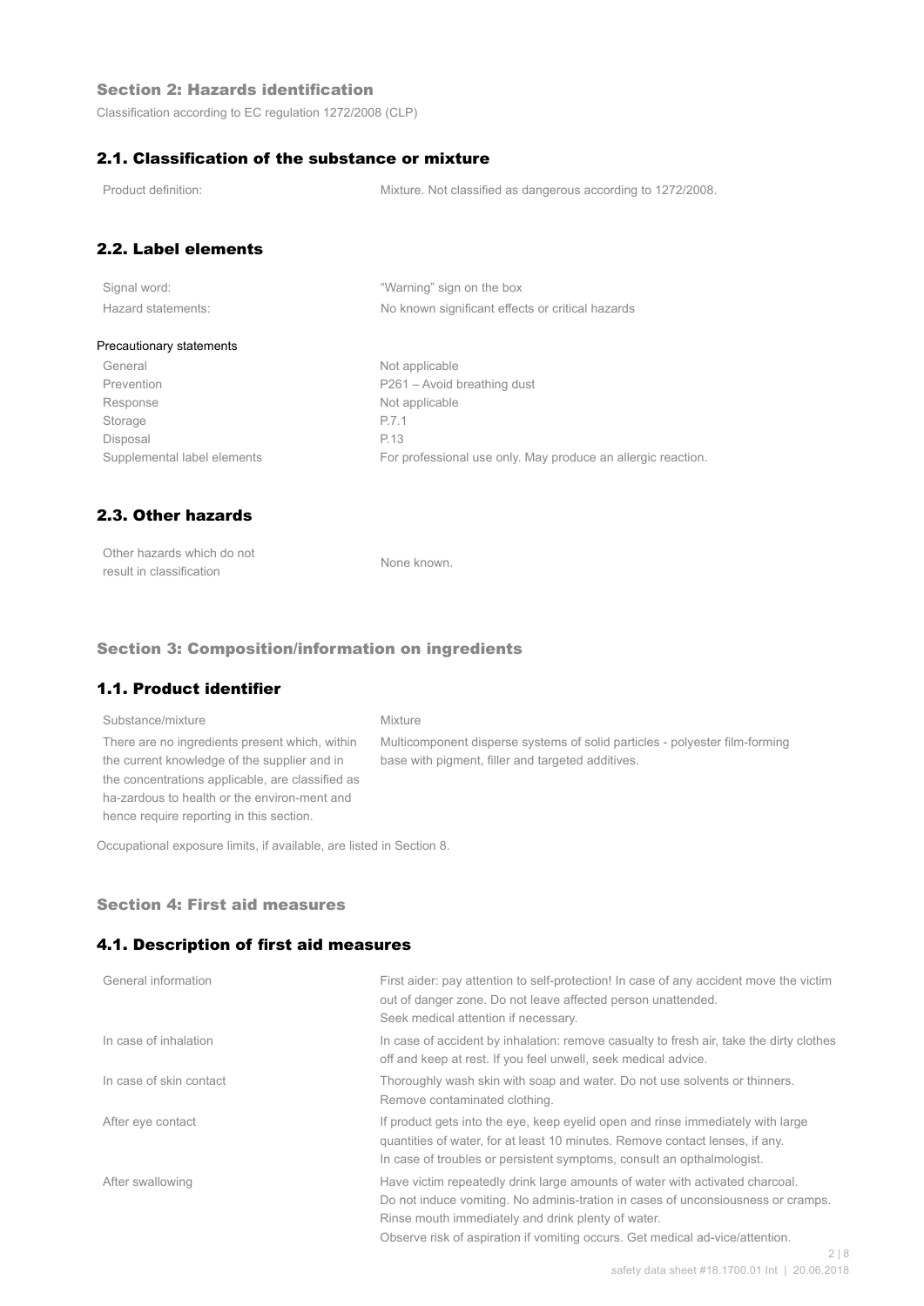## Section 2: Hazards identification

Classification according to EC regulation 1272/2008 (CLP)

### 2.1. Classification of the substance or mixture

| | |
|---|---|
| Product definition: | Mixture. Not classified as dangerous according to 1272/2008. |

### 2.2. Label elements

| | |
|---|---|
| Signal word: | “Warning” sign on the box |
| Hazard statements: | No known significant effects or critical hazards |

**Precautionary statements**

| | |
|---|---|
| General | Not applicable |
| Prevention | P261 – Avoid breathing dust |
| Response | Not applicable |
| Storage | P.7.1 |
| Disposal | P.13 |
| Supplemental label elements | For professional use only. May produce an allergic reaction. |

### 2.3. Other hazards

| | |
|---|---|
| Other hazards which do not result in classification | None known. |

## Section 3: Composition/information on ingredients

### 1.1. Product identifier

| | |
|---|---|
| Substance/mixture | Mixture |
| There are no ingredients present which, within the current knowledge of the supplier and in the concentrations applicable, are classified as ha-zardous to health or the environ-ment and hence require reporting in this section. | Multicomponent disperse systems of solid particles - polyester film-forming base with pigment, filler and targeted additives. |

Occupational exposure limits, if available, are listed in Section 8.

## Section 4: First aid measures

### 4.1. Description of first aid measures

| | |
|---|---|
| General information | First aider: pay attention to self-protection! In case of any accident move the victim out of danger zone. Do not leave affected person unattended.<br>Seek medical attention if necessary. |
| In case of inhalation | In case of accident by inhalation: remove casualty to fresh air, take the dirty clothes off and keep at rest. If you feel unwell, seek medical advice. |
| In case of skin contact | Thoroughly wash skin with soap and water. Do not use solvents or thinners.<br>Remove contaminated clothing. |
| After eye contact | If product gets into the eye, keep eyelid open and rinse immediately with large quantities of water, for at least 10 minutes. Remove contact lenses, if any.<br>In case of troubles or persistent symptoms, consult an opthalmologist. |
| After swallowing | Have victim repeatedly drink large amounts of water with activated charcoal.<br>Do not induce vomiting. No adminis-tration in cases of unconsiousness or cramps.<br>Rinse mouth immediately and drink plenty of water.<br>Observe risk of aspiration if vomiting occurs. Get medical ad-vice/attention. |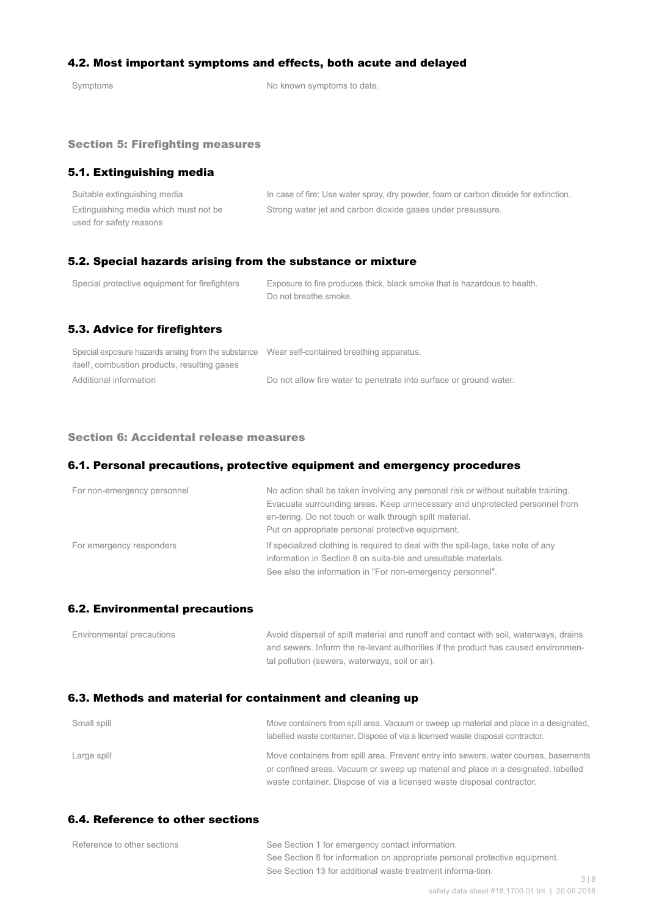### 4.2. Most important symptoms and effects, both acute and delayed

| | |
|---|---|
| Symptoms | No known symptoms to date. |

## Section 5: Firefighting measures

### 5.1. Extinguishing media

| | |
|---|---|
| Suitable extinguishing media | In case of fire: Use water spray, dry powder, foam or carbon dioxide for extinction. |
| Extinguishing media which must not be used for safety reasons | Strong water jet and carbon dioxide gases under presussure. |

### 5.2. Special hazards arising from the substance or mixture

| | |
|---|---|
| Special protective equipment for firefighters | Exposure to fire produces thick, black smoke that is hazardous to health. Do not breathe smoke. |

### 5.3. Advice for firefighters

| | |
|---|---|
| Special exposure hazards arising from the substance itself, combustion products, resulting gases | Wear self-contained breathing apparatus. |
| Additional information | Do not allow fire water to penetrate into surface or ground water. |

## Section 6: Accidental release measures

### 6.1. Personal precautions, protective equipment and emergency procedures

| | |
|---|---|
| For non-emergency personnel | No action shall be taken involving any personal risk or without suitable training. Evacuate surrounding areas. Keep unnecessary and unprotected personnel from en-tering. Do not touch or walk through spilt material. Put on appropriate personal protective equipment. |
| For emergency responders | If specialized clothing is required to deal with the spil-lage, take note of any information in Section 8 on suita-ble and unsuitable materials. See also the information in "For non-emergency personnel". |

### 6.2. Environmental precautions

| | |
|---|---|
| Environmental precautions | Avoid dispersal of spilt material and runoff and contact with soil, waterways, drains and sewers. Inform the re-levant authorities if the product has caused environmen-tal pollution (sewers, waterways, soil or air). |

### 6.3. Methods and material for containment and cleaning up

| | |
|---|---|
| Small spill | Move containers from spill area. Vacuum or sweep up material and place in a designated, labelled waste container. Dispose of via a licensed waste disposal contractor. |
| Large spill | Move containers from spill area. Prevent entry into sewers, water courses, basements or confined areas. Vacuum or sweep up material and place in a designated, labelled waste container. Dispose of via a licensed waste disposal contractor. |

### 6.4. Reference to other sections

| | |
|---|---|
| Reference to other sections | See Section 1 for emergency contact information. See Section 8 for information on appropriate personal protective equipment. See Section 13 for additional waste treatment informa-tion. |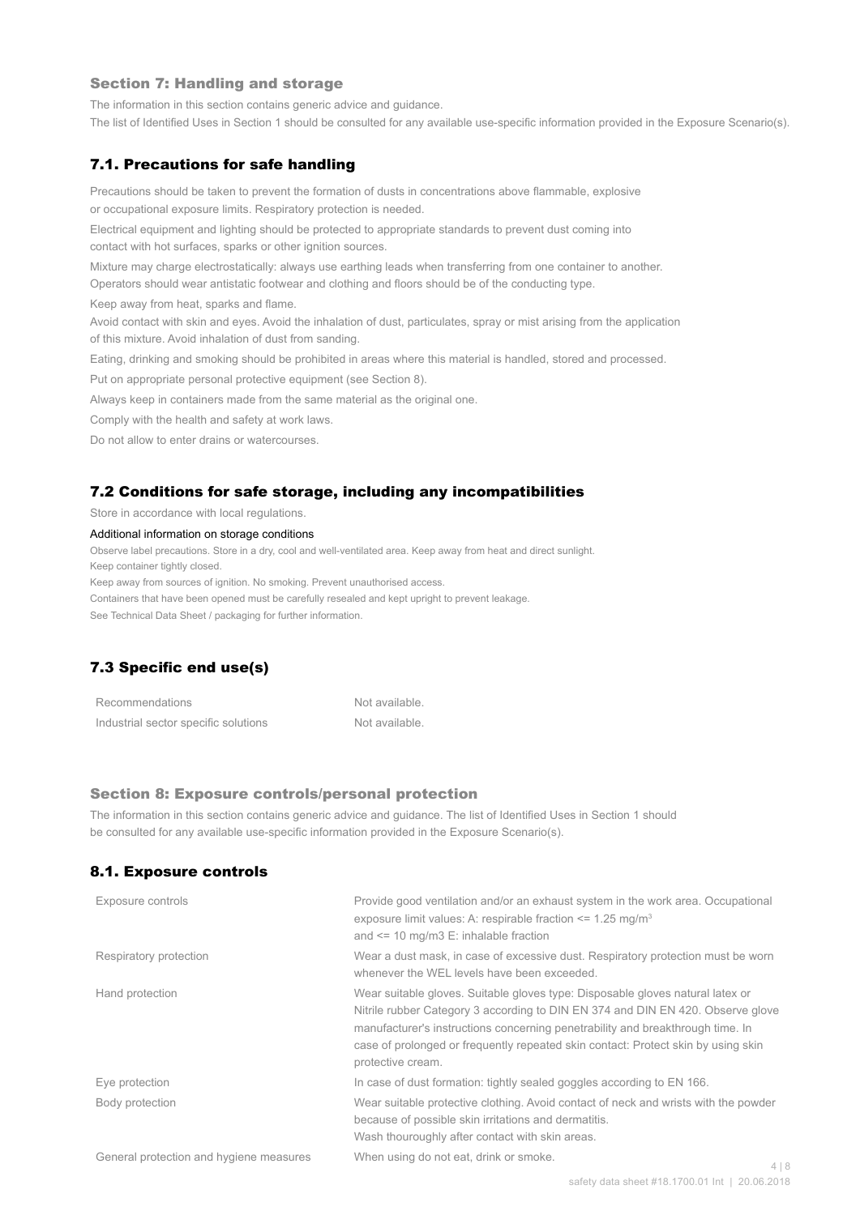## Section 7: Handling and storage

The information in this section contains generic advice and guidance.
The list of Identified Uses in Section 1 should be consulted for any available use-specific information provided in the Exposure Scenario(s).

### 7.1. Precautions for safe handling

Precautions should be taken to prevent the formation of dusts in concentrations above flammable, explosive or occupational exposure limits. Respiratory protection is needed.

Electrical equipment and lighting should be protected to appropriate standards to prevent dust coming into contact with hot surfaces, sparks or other ignition sources.

Mixture may charge electrostatically: always use earthing leads when transferring from one container to another. Operators should wear antistatic footwear and clothing and floors should be of the conducting type.

Keep away from heat, sparks and flame.

Avoid contact with skin and eyes. Avoid the inhalation of dust, particulates, spray or mist arising from the application of this mixture. Avoid inhalation of dust from sanding.

Eating, drinking and smoking should be prohibited in areas where this material is handled, stored and processed.

Put on appropriate personal protective equipment (see Section 8).

Always keep in containers made from the same material as the original one.

Comply with the health and safety at work laws.

Do not allow to enter drains or watercourses.

### 7.2 Conditions for safe storage, including any incompatibilities

Store in accordance with local regulations.

Additional information on storage conditions

Observe label precautions. Store in a dry, cool and well-ventilated area. Keep away from heat and direct sunlight.
Keep container tightly closed.
Keep away from sources of ignition. No smoking. Prevent unauthorised access.
Containers that have been opened must be carefully resealed and kept upright to prevent leakage.
See Technical Data Sheet / packaging for further information.

### 7.3 Specific end use(s)

| | |
|---|---|
| Recommendations | Not available. |
| Industrial sector specific solutions | Not available. |

## Section 8: Exposure controls/personal protection

The information in this section contains generic advice and guidance. The list of Identified Uses in Section 1 should be consulted for any available use-specific information provided in the Exposure Scenario(s).

### 8.1. Exposure controls

| | |
|---|---|
| Exposure controls | Provide good ventilation and/or an exhaust system in the work area. Occupational exposure limit values: A: respirable fraction <= 1.25 mg/m³ and <= 10 mg/m3 E: inhalable fraction |
| Respiratory protection | Wear a dust mask, in case of excessive dust. Respiratory protection must be worn whenever the WEL levels have been exceeded. |
| Hand protection | Wear suitable gloves. Suitable gloves type: Disposable gloves natural latex or Nitrile rubber Category 3 according to DIN EN 374 and DIN EN 420. Observe glove manufacturer's instructions concerning penetrability and breakthrough time. In case of prolonged or frequently repeated skin contact: Protect skin by using skin protective cream. |
| Eye protection | In case of dust formation: tightly sealed goggles according to EN 166. |
| Body protection | Wear suitable protective clothing. Avoid contact of neck and wrists with the powder because of possible skin irritations and dermatitis. Wash thouroughly after contact with skin areas. |
| General protection and hygiene measures | When using do not eat, drink or smoke. |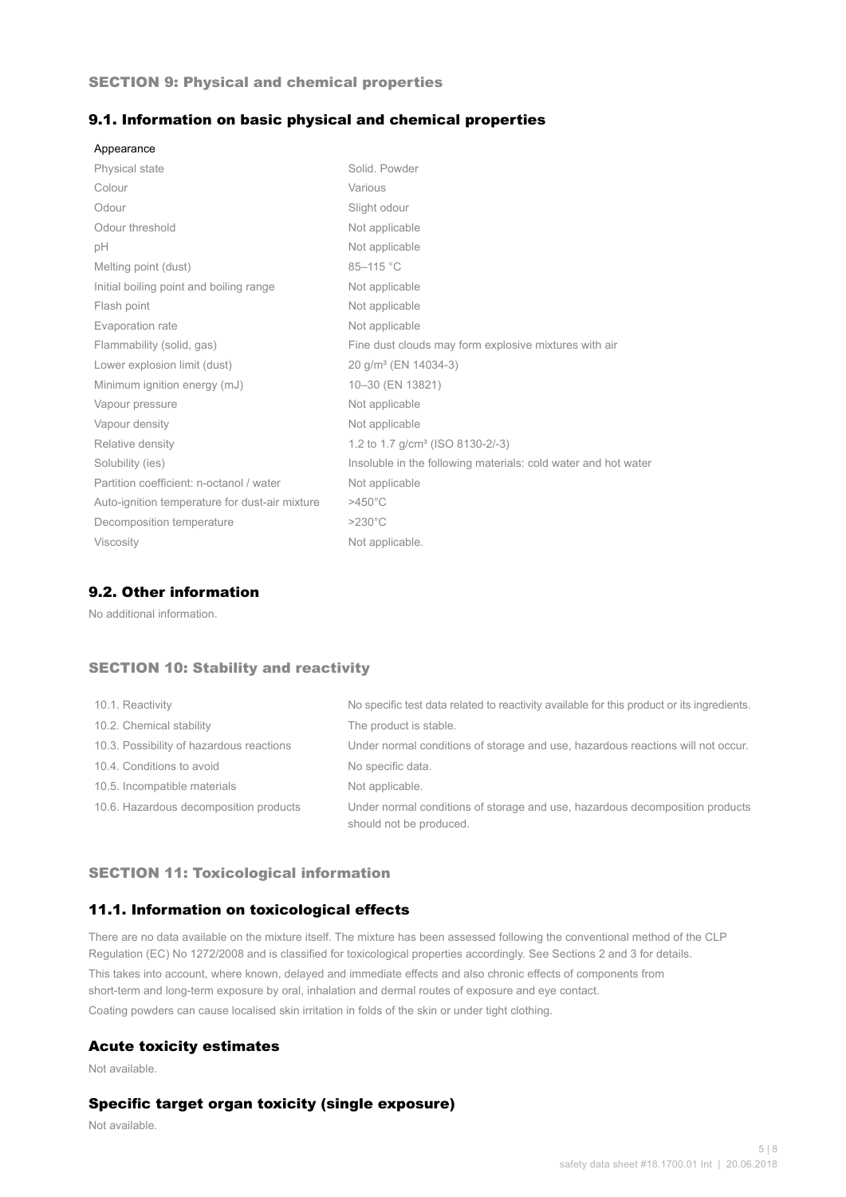## SECTION 9: Physical and chemical properties

### 9.1. Information on basic physical and chemical properties

Appearance

| | |
|---|---|
| Physical state | Solid. Powder |
| Colour | Various |
| Odour | Slight odour |
| Odour threshold | Not applicable |
| pH | Not applicable |
| Melting point (dust) | 85–115 °C |
| Initial boiling point and boiling range | Not applicable |
| Flash point | Not applicable |
| Evaporation rate | Not applicable |
| Flammability (solid, gas) | Fine dust clouds may form explosive mixtures with air |
| Lower explosion limit (dust) | 20 g/m³ (EN 14034-3) |
| Minimum ignition energy (mJ) | 10–30 (EN 13821) |
| Vapour pressure | Not applicable |
| Vapour density | Not applicable |
| Relative density | 1.2 to 1.7 g/cm³ (ISO 8130-2/-3) |
| Solubility (ies) | Insoluble in the following materials: cold water and hot water |
| Partition coefficient: n-octanol / water | Not applicable |
| Auto-ignition temperature for dust-air mixture | >450°C |
| Decomposition temperature | >230°C |
| Viscosity | Not applicable. |

### 9.2. Other information

No additional information.

## SECTION 10: Stability and reactivity

| | |
|---|---|
| 10.1. Reactivity | No specific test data related to reactivity available for this product or its ingredients. |
| 10.2. Chemical stability | The product is stable. |
| 10.3. Possibility of hazardous reactions | Under normal conditions of storage and use, hazardous reactions will not occur. |
| 10.4. Conditions to avoid | No specific data. |
| 10.5. Incompatible materials | Not applicable. |
| 10.6. Hazardous decomposition products | Under normal conditions of storage and use, hazardous decomposition products should not be produced. |

## SECTION 11: Toxicological information

### 11.1. Information on toxicological effects

There are no data available on the mixture itself. The mixture has been assessed following the conventional method of the CLP Regulation (EC) No 1272/2008 and is classified for toxicological properties accordingly. See Sections 2 and 3 for details.

This takes into account, where known, delayed and immediate effects and also chronic effects of components from short-term and long-term exposure by oral, inhalation and dermal routes of exposure and eye contact.

Coating powders can cause localised skin irritation in folds of the skin or under tight clothing.

### Acute toxicity estimates

Not available.

### Specific target organ toxicity (single exposure)

Not available.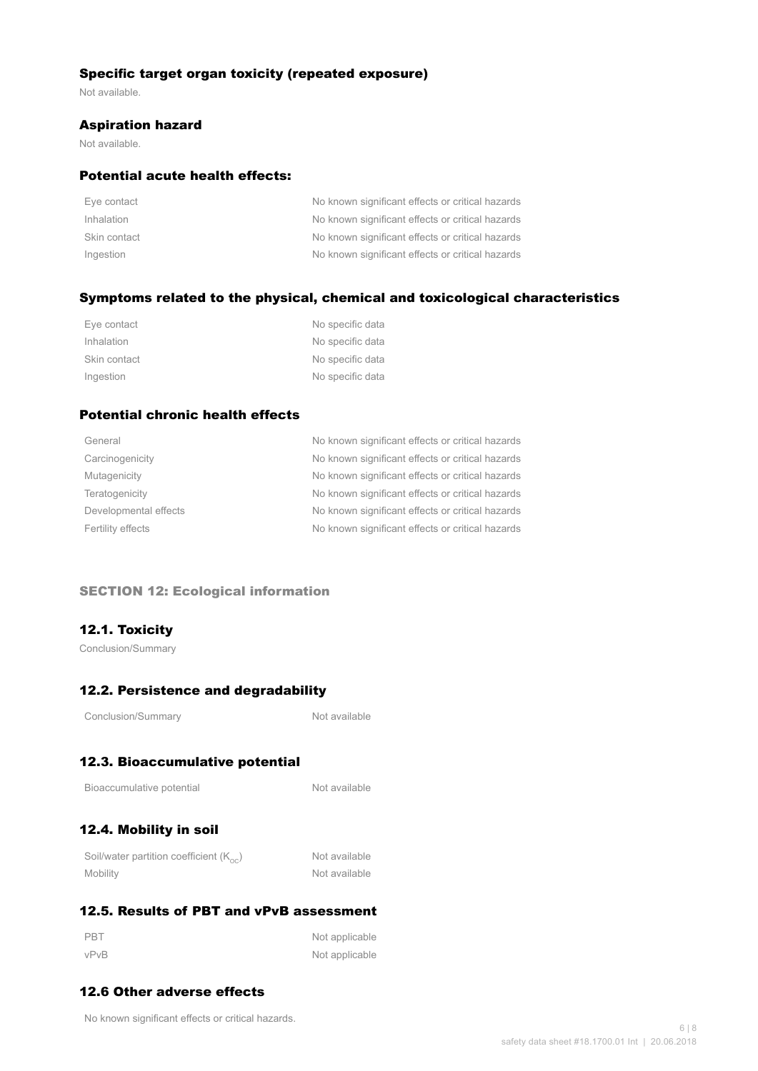### Specific target organ toxicity (repeated exposure)

Not available.

### Aspiration hazard

Not available.

### Potential acute health effects:

| | |
|---|---|
| Eye contact | No known significant effects or critical hazards |
| Inhalation | No known significant effects or critical hazards |
| Skin contact | No known significant effects or critical hazards |
| Ingestion | No known significant effects or critical hazards |

### Symptoms related to the physical, chemical and toxicological characteristics

| | |
|---|---|
| Eye contact | No specific data |
| Inhalation | No specific data |
| Skin contact | No specific data |
| Ingestion | No specific data |

### Potential chronic health effects

| | |
|---|---|
| General | No known significant effects or critical hazards |
| Carcinogenicity | No known significant effects or critical hazards |
| Mutagenicity | No known significant effects or critical hazards |
| Teratogenicity | No known significant effects or critical hazards |
| Developmental effects | No known significant effects or critical hazards |
| Fertility effects | No known significant effects or critical hazards |

## SECTION 12: Ecological information

### 12.1. Toxicity

Conclusion/Summary

### 12.2. Persistence and degradability

| | |
|---|---|
| Conclusion/Summary | Not available |

### 12.3. Bioaccumulative potential

| | |
|---|---|
| Bioaccumulative potential | Not available |

### 12.4. Mobility in soil

| | |
|---|---|
| Soil/water partition coefficient ($K_{OC}$) | Not available |
| Mobility | Not available |

### 12.5. Results of PBT and vPvB assessment

| | |
|---|---|
| PBT | Not applicable |
| vPvB | Not applicable |

### 12.6 Other adverse effects

No known significant effects or critical hazards.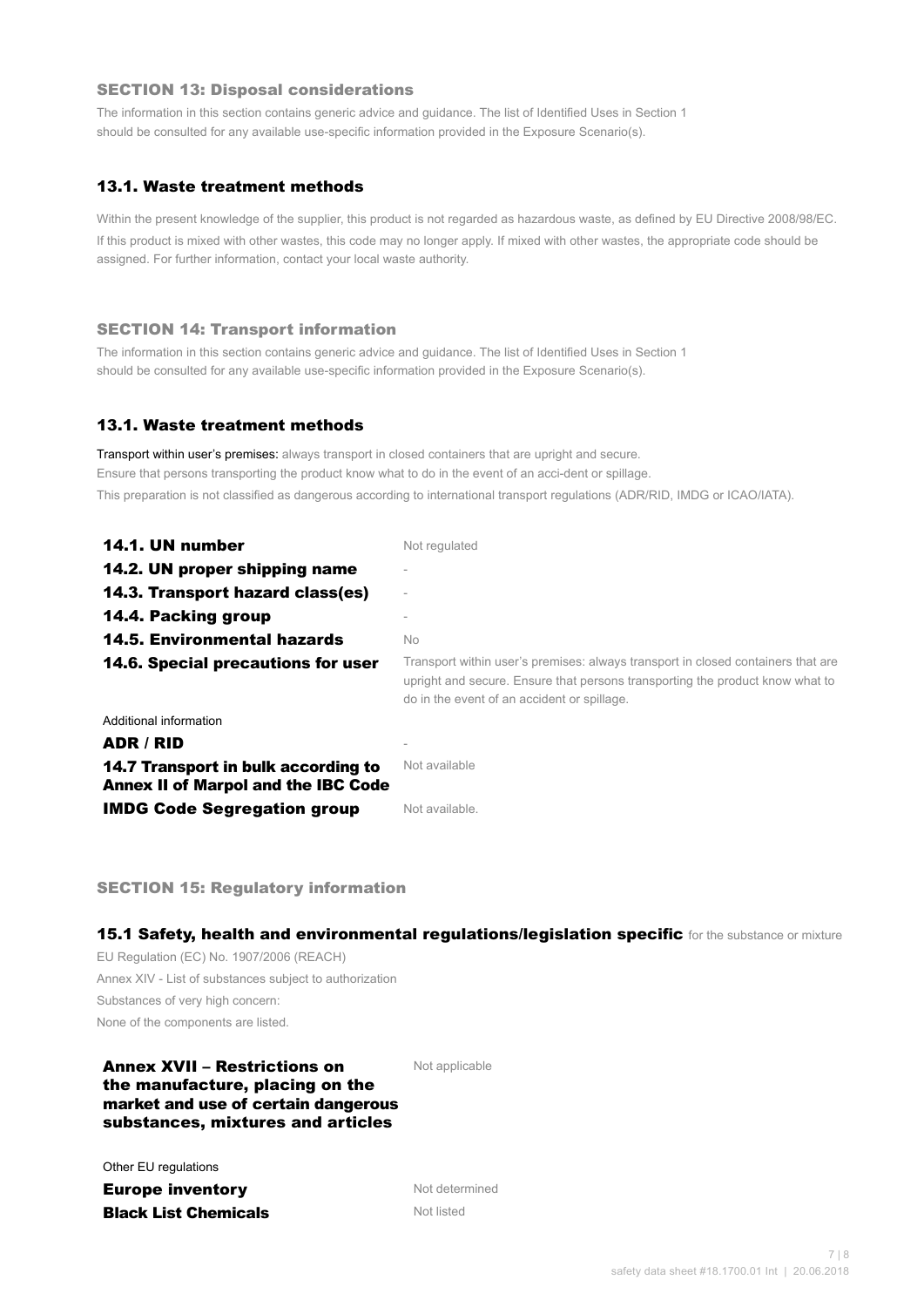## SECTION 13: Disposal considerations

The information in this section contains generic advice and guidance. The list of Identified Uses in Section 1 should be consulted for any available use-specific information provided in the Exposure Scenario(s).

### 13.1. Waste treatment methods

Within the present knowledge of the supplier, this product is not regarded as hazardous waste, as defined by EU Directive 2008/98/EC.

If this product is mixed with other wastes, this code may no longer apply. If mixed with other wastes, the appropriate code should be assigned. For further information, contact your local waste authority.

## SECTION 14: Transport information

The information in this section contains generic advice and guidance. The list of Identified Uses in Section 1 should be consulted for any available use-specific information provided in the Exposure Scenario(s).

### 13.1. Waste treatment methods

Transport within user's premises: always transport in closed containers that are upright and secure.

Ensure that persons transporting the product know what to do in the event of an acci-dent or spillage.

This preparation is not classified as dangerous according to international transport regulations (ADR/RID, IMDG or ICAO/IATA).

| | |
|---|---|
| **14.1. UN number** | Not regulated |
| **14.2. UN proper shipping name** | - |
| **14.3. Transport hazard class(es)** | - |
| **14.4. Packing group** | - |
| **14.5. Environmental hazards** | No |
| **14.6. Special precautions for user** | Transport within user's premises: always transport in closed containers that are upright and secure. Ensure that persons transporting the product know what to do in the event of an accident or spillage. |

Additional information

| | |
|---|---|
| **ADR / RID** | - |
| **14.7 Transport in bulk according to Annex II of Marpol and the IBC Code** | Not available |
| **IMDG Code Segregation group** | Not available. |

## SECTION 15: Regulatory information

### 15.1 Safety, health and environmental regulations/legislation specific for the substance or mixture

EU Regulation (EC) No. 1907/2006 (REACH)

Annex XIV - List of substances subject to authorization

Substances of very high concern:

None of the components are listed.

| | |
|---|---|
| **Annex XVII – Restrictions on the manufacture, placing on the market and use of certain dangerous substances, mixtures and articles** | Not applicable |

Other EU regulations

| | |
|---|---|
| **Europe inventory** | Not determined |
| **Black List Chemicals** | Not listed |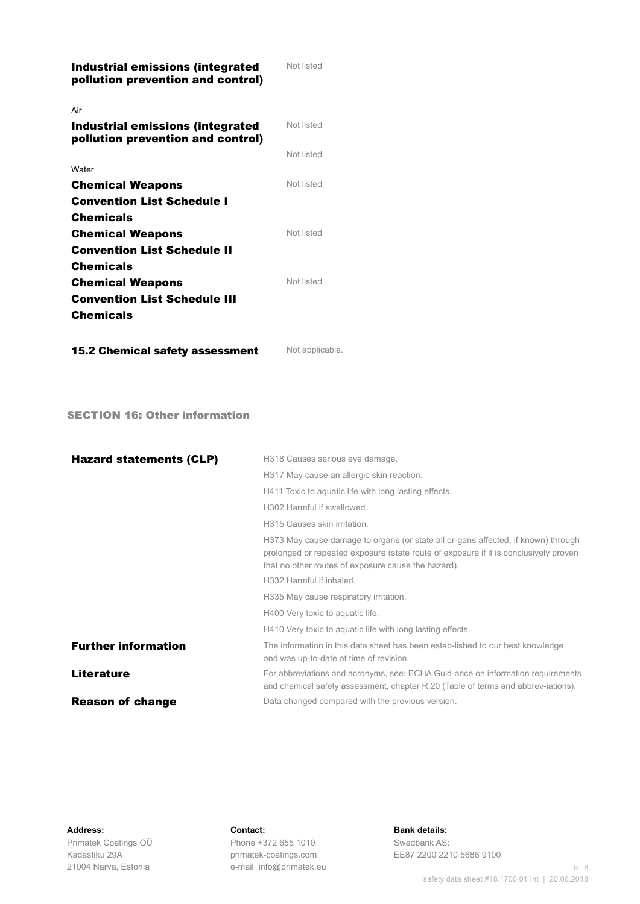**Industrial emissions (integrated pollution prevention and control)**

Not listed

Air

**Industrial emissions (integrated pollution prevention and control)**

Not listed

Not listed

Water

**Chemical Weapons Convention List Schedule I Chemicals**

Not listed

**Chemical Weapons Convention List Schedule II Chemicals**

Not listed

**Chemical Weapons Convention List Schedule III Chemicals**

Not listed

**15.2 Chemical safety assessment**

Not applicable.

## SECTION 16: Other information

| | |
|---|---|
| **Hazard statements (CLP)** | H318 Causes serious eye damage.<br>H317 May cause an allergic skin reaction.<br>H411 Toxic to aquatic life with long lasting effects.<br>H302 Harmful if swallowed.<br>H315 Causes skin irritation.<br>H373 May cause damage to organs (or state all or-gans affected, if known) through prolonged or repeated exposure (state route of exposure if it is conclusively proven that no other routes of exposure cause the hazard).<br>H332 Harmful if inhaled.<br>H335 May cause respiratory irritation.<br>H400 Very toxic to aquatic life.<br>H410 Very toxic to aquatic life with long lasting effects. |
| **Further information** | The information in this data sheet has been estab-lished to our best knowledge and was up-to-date at time of revision. |
| **Literature** | For abbreviations and acronyms, see: ECHA Guid-ance on information requirements and chemical safety assessment, chapter R.20 (Table of terms and abbrev-iations). |
| **Reason of change** | Data changed compared with the previous version. |

**Address:**
Primatek Coatings OÜ
Kadastiku 29A
21004 Narva, Estonia

**Contact:**
Phone +372 655 1010
primatek-coatings.com
e-mail info@primatek.eu

**Bank details:**
Swedbank AS:
EE87 2200 2210 5686 9100

safety data sheet #18.1700.01 Int | 20.06.2018